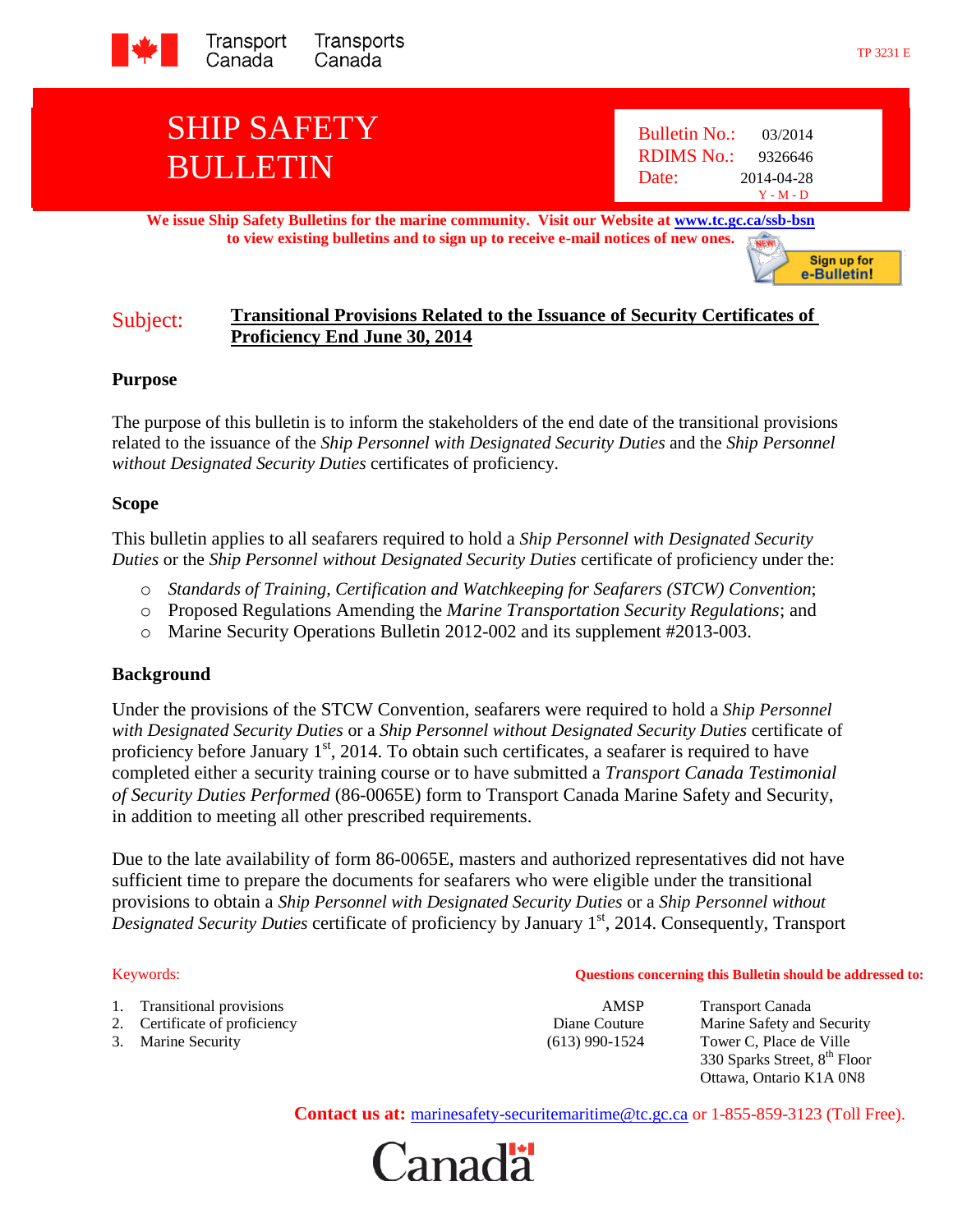Transport Canada Transports Canada

TP 3231 E

# SHIP SAFETY BULLETIN

Bulletin No.: 03/2014
RDIMS No.: 9326646
Date: 2014-04-28
Y - M - D

**We issue Ship Safety Bulletins for the marine community. Visit our Website at [www.tc.gc.ca/ssb-bsn](www.tc.gc.ca/ssb-bsn) to view existing bulletins and to sign up to receive e-mail notices of new ones.**

Sign up for e-Bulletin!

Subject: **Transitional Provisions Related to the Issuance of Security Certificates of Proficiency End June 30, 2014**

## Purpose

The purpose of this bulletin is to inform the stakeholders of the end date of the transitional provisions related to the issuance of the *Ship Personnel with Designated Security Duties* and the *Ship Personnel without Designated Security Duties* certificates of proficiency.

## Scope

This bulletin applies to all seafarers required to hold a *Ship Personnel with Designated Security Duties* or the *Ship Personnel without Designated Security Duties* certificate of proficiency under the:

- *Standards of Training, Certification and Watchkeeping for Seafarers (STCW) Convention*;
- Proposed Regulations Amending the *Marine Transportation Security Regulations*; and
- Marine Security Operations Bulletin 2012-002 and its supplement #2013-003.

## Background

Under the provisions of the STCW Convention, seafarers were required to hold a *Ship Personnel with Designated Security Duties* or a *Ship Personnel without Designated Security Duties* certificate of proficiency before January 1st, 2014. To obtain such certificates, a seafarer is required to have completed either a security training course or to have submitted a *Transport Canada Testimonial of Security Duties Performed* (86-0065E) form to Transport Canada Marine Safety and Security, in addition to meeting all other prescribed requirements.

Due to the late availability of form 86-0065E, masters and authorized representatives did not have sufficient time to prepare the documents for seafarers who were eligible under the transitional provisions to obtain a *Ship Personnel with Designated Security Duties* or a *Ship Personnel without Designated Security Duties* certificate of proficiency by January 1st, 2014. Consequently, Transport

Keywords:

1. Transitional provisions
2. Certificate of proficiency
3. Marine Security

**Questions concerning this Bulletin should be addressed to:**

AMSP
Diane Couture
(613) 990-1524

Transport Canada
Marine Safety and Security
Tower C, Place de Ville
330 Sparks Street, 8th Floor
Ottawa, Ontario K1A 0N8

**Contact us at:** marinesafety-securitemaritime@tc.gc.ca or 1-855-859-3123 (Toll Free).

Canada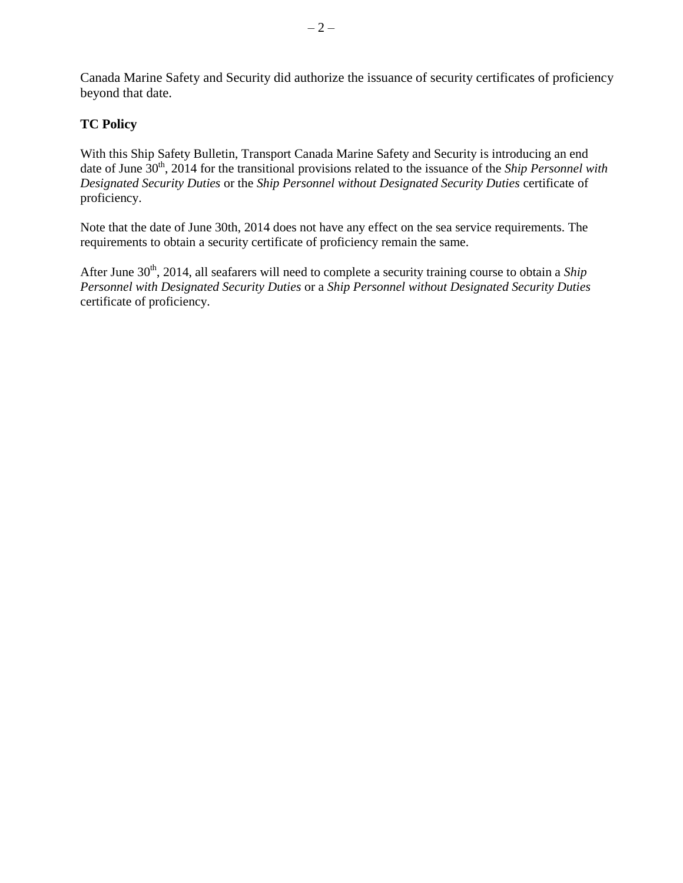Canada Marine Safety and Security did authorize the issuance of security certificates of proficiency beyond that date.

**TC Policy**

With this Ship Safety Bulletin, Transport Canada Marine Safety and Security is introducing an end date of June 30th, 2014 for the transitional provisions related to the issuance of the *Ship Personnel with Designated Security Duties* or the *Ship Personnel without Designated Security Duties* certificate of proficiency.

Note that the date of June 30th, 2014 does not have any effect on the sea service requirements. The requirements to obtain a security certificate of proficiency remain the same.

After June 30th, 2014, all seafarers will need to complete a security training course to obtain a *Ship Personnel with Designated Security Duties* or a *Ship Personnel without Designated Security Duties* certificate of proficiency.